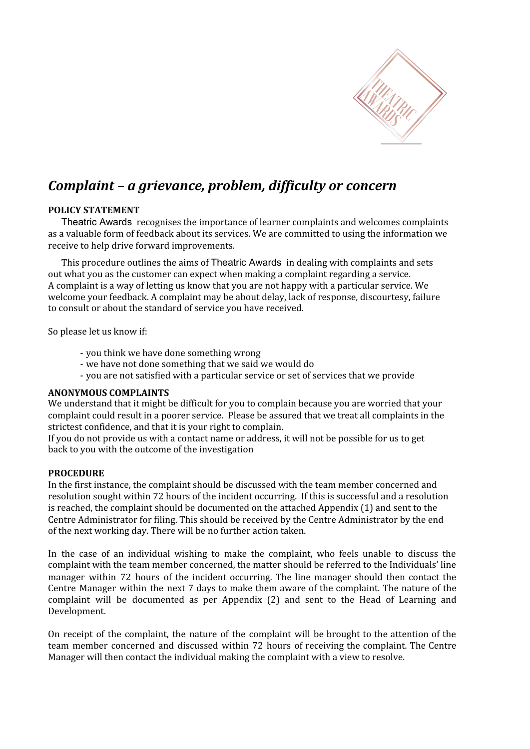# *Complaint – a grievance, problem, difficulty or concern*

**POLICY STATEMENT**

Theatric Awards recognises the importance of learner complaints and welcomes complaints as a valuable form of feedback about its services. We are committed to using the information we receive to help drive forward improvements.

This procedure outlines the aims of Theatric Awards in dealing with complaints and sets out what you as the customer can expect when making a complaint regarding a service. A complaint is a way of letting us know that you are not happy with a particular service. We welcome your feedback. A complaint may be about delay, lack of response, discourtesy, failure to consult or about the standard of service you have received.

So please let us know if:

- you think we have done something wrong
- we have not done something that we said we would do
- you are not satisfied with a particular service or set of services that we provide

**ANONYMOUS COMPLAINTS**

We understand that it might be difficult for you to complain because you are worried that your complaint could result in a poorer service. Please be assured that we treat all complaints in the strictest confidence, and that it is your right to complain.
If you do not provide us with a contact name or address, it will not be possible for us to get back to you with the outcome of the investigation

**PROCEDURE**

In the first instance, the complaint should be discussed with the team member concerned and resolution sought within 72 hours of the incident occurring. If this is successful and a resolution is reached, the complaint should be documented on the attached Appendix (1) and sent to the Centre Administrator for filing. This should be received by the Centre Administrator by the end of the next working day. There will be no further action taken.

In the case of an individual wishing to make the complaint, who feels unable to discuss the complaint with the team member concerned, the matter should be referred to the Individuals' line manager within 72 hours of the incident occurring. The line manager should then contact the Centre Manager within the next 7 days to make them aware of the complaint. The nature of the complaint will be documented as per Appendix (2) and sent to the Head of Learning and Development.

On receipt of the complaint, the nature of the complaint will be brought to the attention of the team member concerned and discussed within 72 hours of receiving the complaint. The Centre Manager will then contact the individual making the complaint with a view to resolve.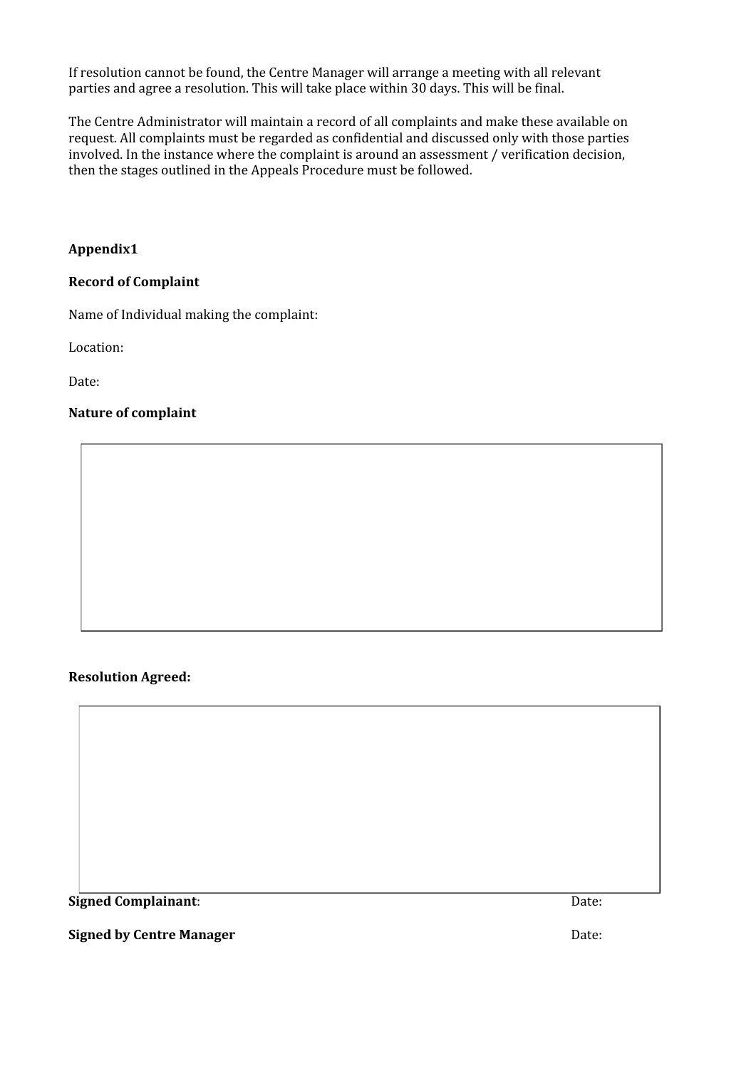If resolution cannot be found, the Centre Manager will arrange a meeting with all relevant parties and agree a resolution. This will take place within 30 days. This will be final.

The Centre Administrator will maintain a record of all complaints and make these available on request. All complaints must be regarded as confidential and discussed only with those parties involved. In the instance where the complaint is around an assessment / verification decision, then the stages outlined in the Appeals Procedure must be followed.

**Appendix1**

**Record of Complaint**

Name of Individual making the complaint:

Location:

Date:

**Nature of complaint**

| |
|---|
| |

**Resolution Agreed:**

| |
|---|
| |

**Signed Complainant**: Date:

**Signed by Centre Manager** Date: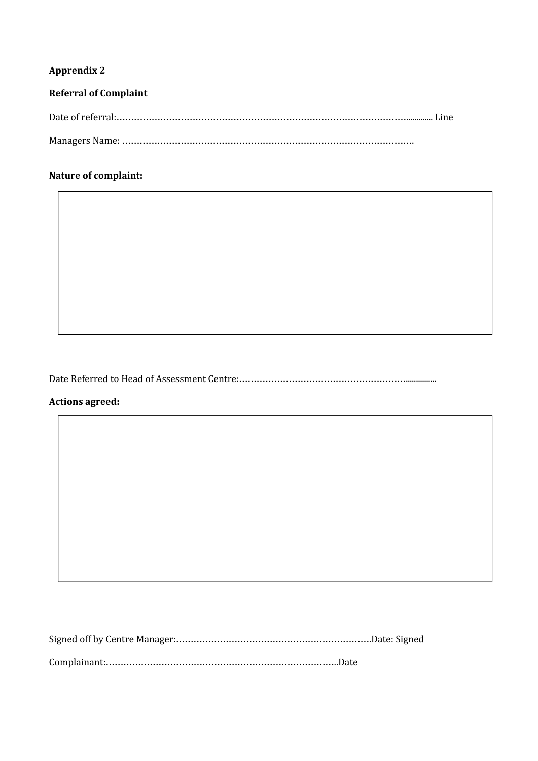**Apprendix 2**

**Referral of Complaint**

Date of referral:………………………………………………………………………………………….............. Line

Managers Name: ……………………………………………………………………………………….

**Nature of complaint:**

| |
|---|
| |

Date Referred to Head of Assessment Centre:…………………………………………………..............

**Actions agreed:**

| |
|---|
| |

Signed off by Centre Manager:………………………………………………………….Date: Signed

Complainant:……………………………………………………………………..Date